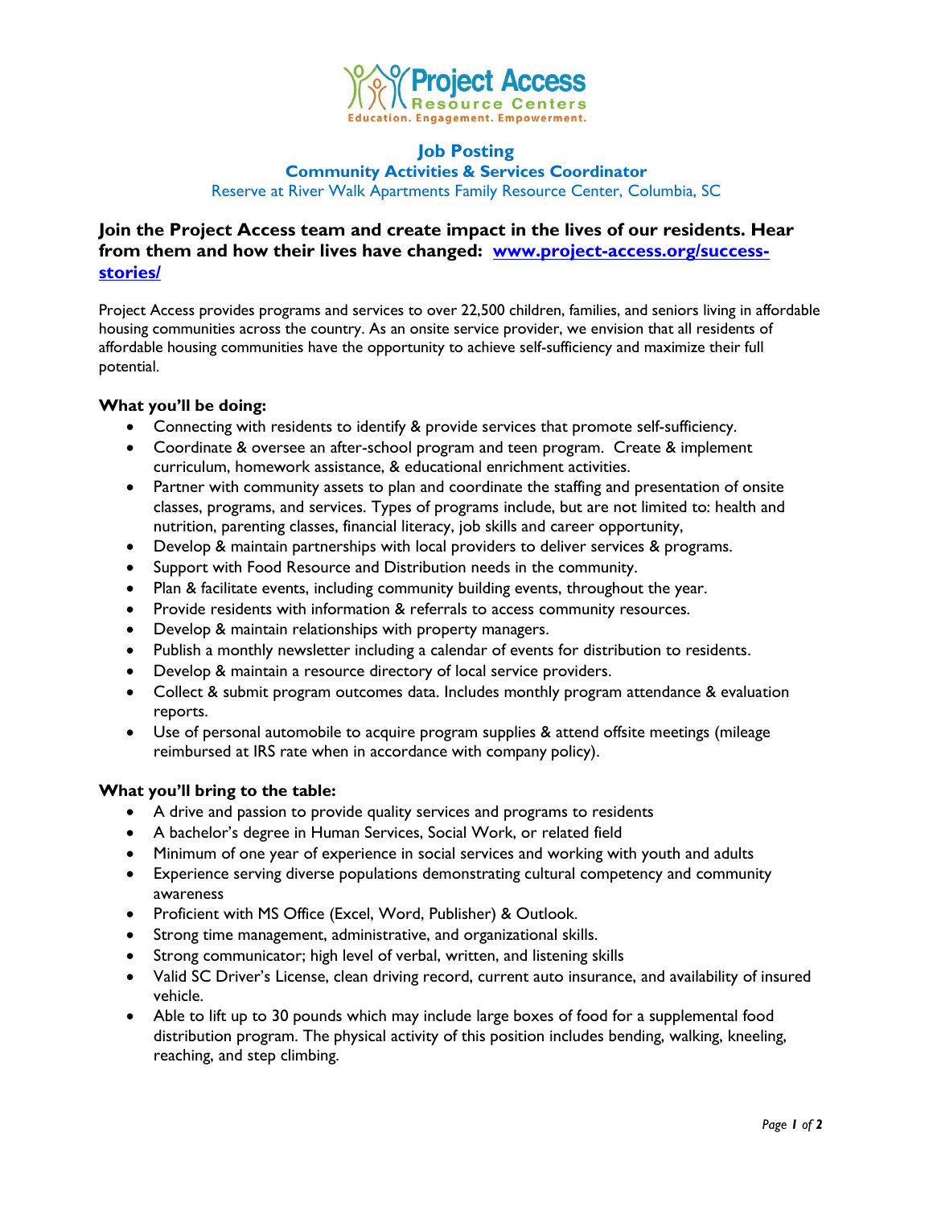Project Access
Resource Centers
Education. Engagement. Empowerment.

# Job Posting

## Community Activities & Services Coordinator

Reserve at River Walk Apartments Family Resource Center, Columbia, SC

### Join the Project Access team and create impact in the lives of our residents. Hear from them and how their lives have changed: [www.project-access.org/success-stories/](www.project-access.org/success-stories/)

Project Access provides programs and services to over 22,500 children, families, and seniors living in affordable housing communities across the country. As an onsite service provider, we envision that all residents of affordable housing communities have the opportunity to achieve self-sufficiency and maximize their full potential.

**What you'll be doing:**

- Connecting with residents to identify & provide services that promote self-sufficiency.
- Coordinate & oversee an after-school program and teen program. Create & implement curriculum, homework assistance, & educational enrichment activities.
- Partner with community assets to plan and coordinate the staffing and presentation of onsite classes, programs, and services. Types of programs include, but are not limited to: health and nutrition, parenting classes, financial literacy, job skills and career opportunity,
- Develop & maintain partnerships with local providers to deliver services & programs.
- Support with Food Resource and Distribution needs in the community.
- Plan & facilitate events, including community building events, throughout the year.
- Provide residents with information & referrals to access community resources.
- Develop & maintain relationships with property managers.
- Publish a monthly newsletter including a calendar of events for distribution to residents.
- Develop & maintain a resource directory of local service providers.
- Collect & submit program outcomes data. Includes monthly program attendance & evaluation reports.
- Use of personal automobile to acquire program supplies & attend offsite meetings (mileage reimbursed at IRS rate when in accordance with company policy).

**What you'll bring to the table:**

- A drive and passion to provide quality services and programs to residents
- A bachelor's degree in Human Services, Social Work, or related field
- Minimum of one year of experience in social services and working with youth and adults
- Experience serving diverse populations demonstrating cultural competency and community awareness
- Proficient with MS Office (Excel, Word, Publisher) & Outlook.
- Strong time management, administrative, and organizational skills.
- Strong communicator; high level of verbal, written, and listening skills
- Valid SC Driver's License, clean driving record, current auto insurance, and availability of insured vehicle.
- Able to lift up to 30 pounds which may include large boxes of food for a supplemental food distribution program. The physical activity of this position includes bending, walking, kneeling, reaching, and step climbing.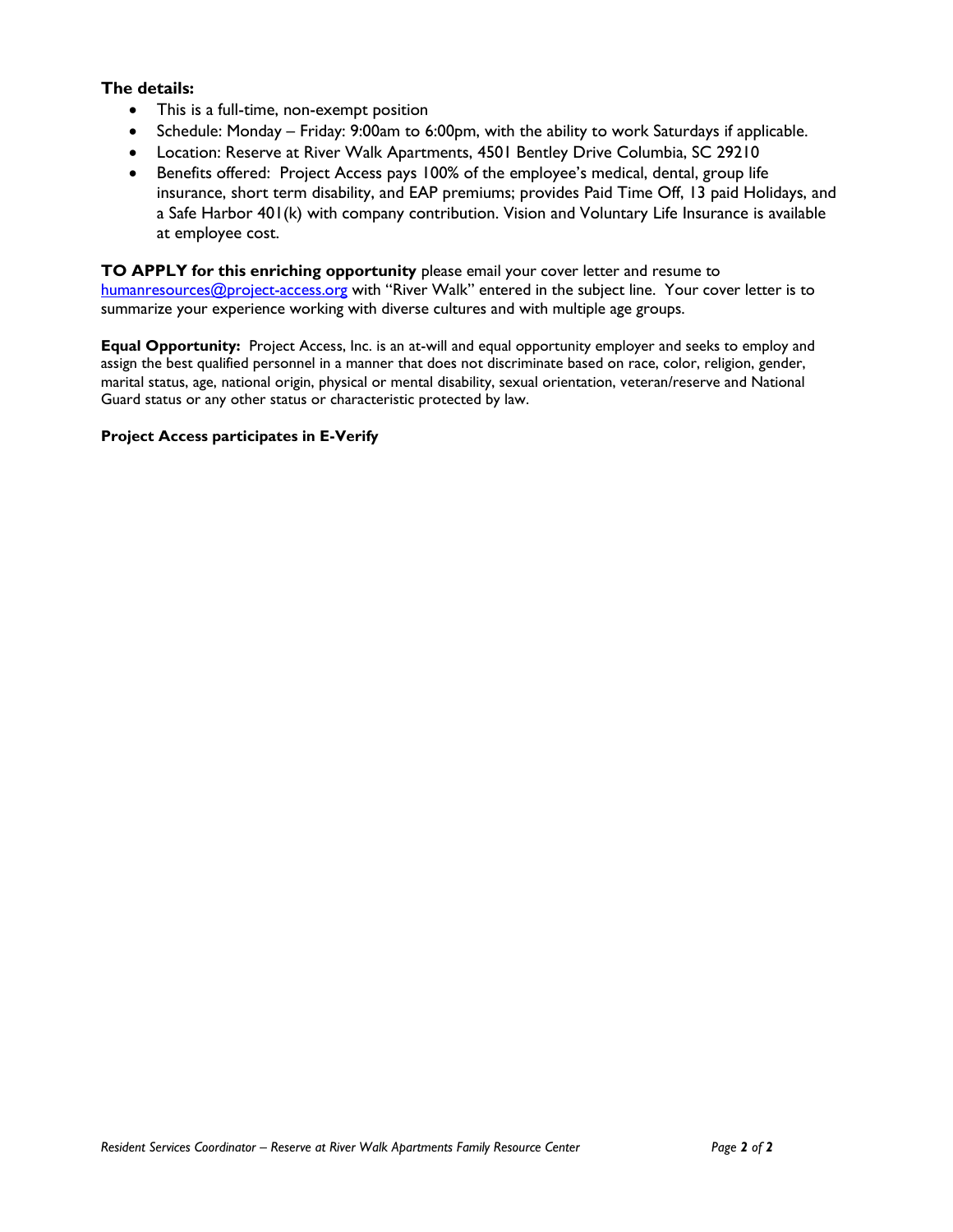**The details:**

- This is a full-time, non-exempt position
- Schedule: Monday – Friday: 9:00am to 6:00pm, with the ability to work Saturdays if applicable.
- Location: Reserve at River Walk Apartments, 4501 Bentley Drive Columbia, SC 29210
- Benefits offered: Project Access pays 100% of the employee's medical, dental, group life insurance, short term disability, and EAP premiums; provides Paid Time Off, 13 paid Holidays, and a Safe Harbor 401(k) with company contribution. Vision and Voluntary Life Insurance is available at employee cost.

**TO APPLY for this enriching opportunity** please email your cover letter and resume to humanresources@project-access.org with "River Walk" entered in the subject line. Your cover letter is to summarize your experience working with diverse cultures and with multiple age groups.

**Equal Opportunity:** Project Access, Inc. is an at-will and equal opportunity employer and seeks to employ and assign the best qualified personnel in a manner that does not discriminate based on race, color, religion, gender, marital status, age, national origin, physical or mental disability, sexual orientation, veteran/reserve and National Guard status or any other status or characteristic protected by law.

**Project Access participates in E-Verify**